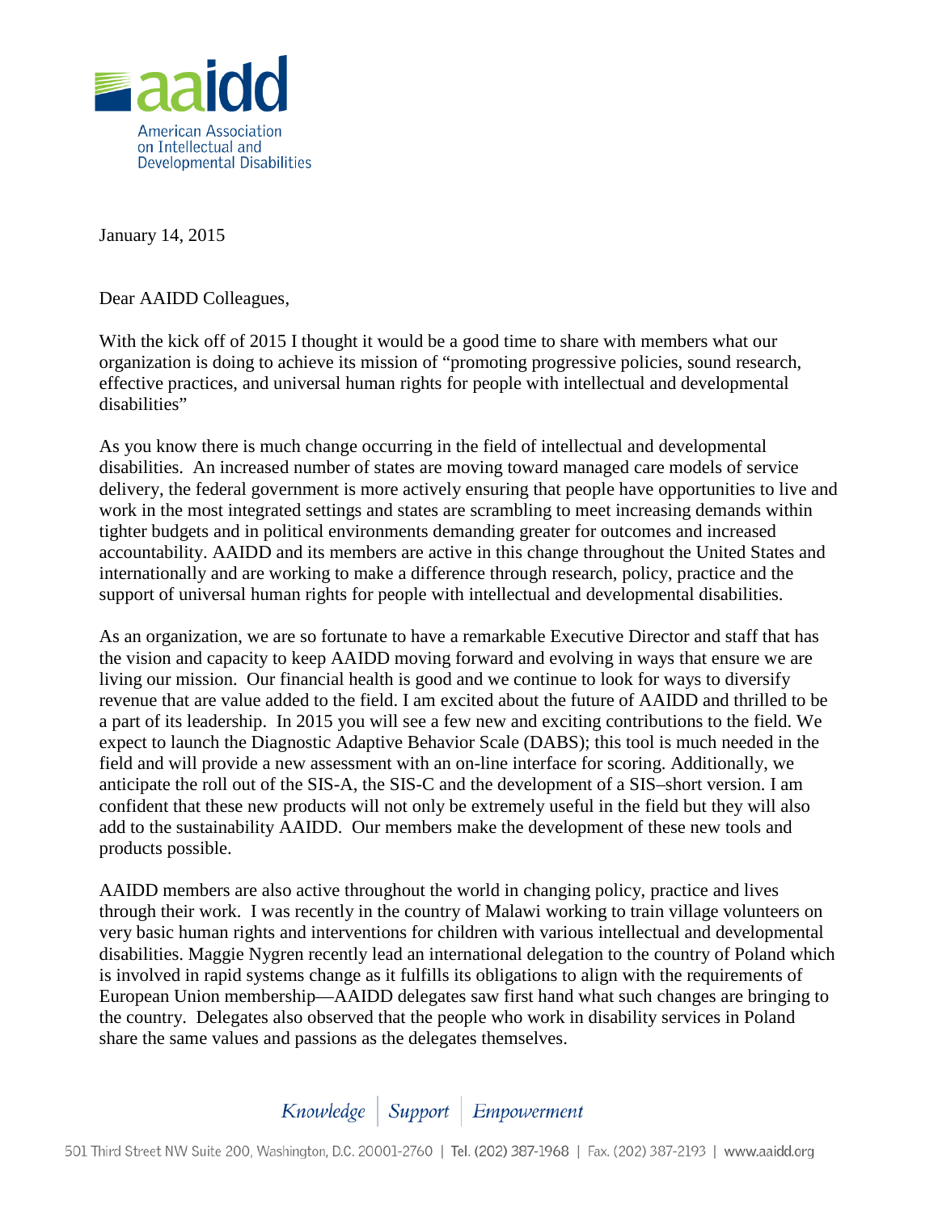January 14, 2015

Dear AAIDD Colleagues,

With the kick off of 2015 I thought it would be a good time to share with members what our organization is doing to achieve its mission of "promoting progressive policies, sound research, effective practices, and universal human rights for people with intellectual and developmental disabilities"

As you know there is much change occurring in the field of intellectual and developmental disabilities. An increased number of states are moving toward managed care models of service delivery, the federal government is more actively ensuring that people have opportunities to live and work in the most integrated settings and states are scrambling to meet increasing demands within tighter budgets and in political environments demanding greater for outcomes and increased accountability. AAIDD and its members are active in this change throughout the United States and internationally and are working to make a difference through research, policy, practice and the support of universal human rights for people with intellectual and developmental disabilities.

As an organization, we are so fortunate to have a remarkable Executive Director and staff that has the vision and capacity to keep AAIDD moving forward and evolving in ways that ensure we are living our mission. Our financial health is good and we continue to look for ways to diversify revenue that are value added to the field. I am excited about the future of AAIDD and thrilled to be a part of its leadership. In 2015 you will see a few new and exciting contributions to the field. We expect to launch the Diagnostic Adaptive Behavior Scale (DABS); this tool is much needed in the field and will provide a new assessment with an on-line interface for scoring. Additionally, we anticipate the roll out of the SIS-A, the SIS-C and the development of a SIS–short version. I am confident that these new products will not only be extremely useful in the field but they will also add to the sustainability AAIDD. Our members make the development of these new tools and products possible.

AAIDD members are also active throughout the world in changing policy, practice and lives through their work. I was recently in the country of Malawi working to train village volunteers on very basic human rights and interventions for children with various intellectual and developmental disabilities. Maggie Nygren recently lead an international delegation to the country of Poland which is involved in rapid systems change as it fulfills its obligations to align with the requirements of European Union membership—AAIDD delegates saw first hand what such changes are bringing to the country. Delegates also observed that the people who work in disability services in Poland share the same values and passions as the delegates themselves.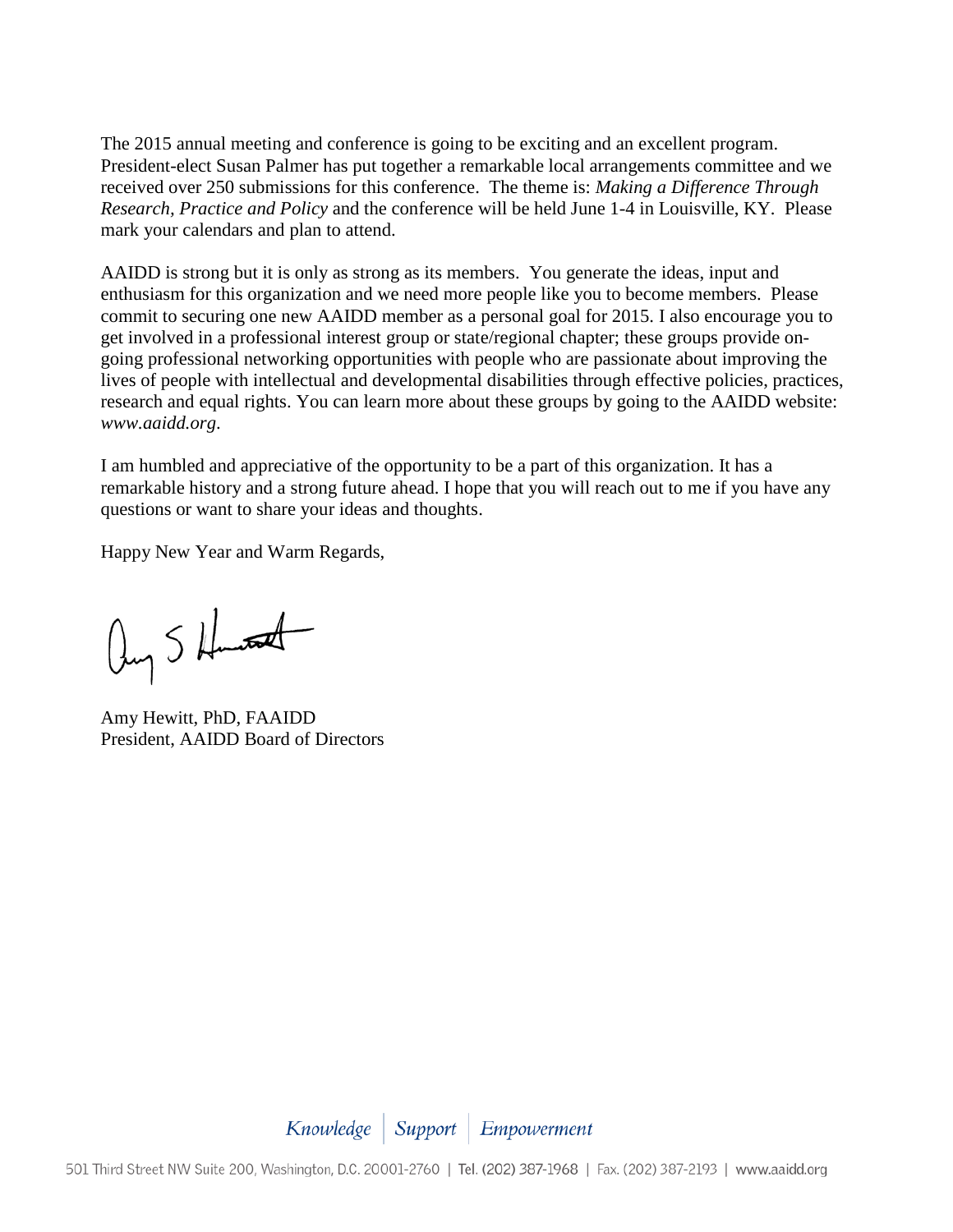The 2015 annual meeting and conference is going to be exciting and an excellent program. President-elect Susan Palmer has put together a remarkable local arrangements committee and we received over 250 submissions for this conference. The theme is: *Making a Difference Through Research, Practice and Policy* and the conference will be held June 1-4 in Louisville, KY. Please mark your calendars and plan to attend.

AAIDD is strong but it is only as strong as its members. You generate the ideas, input and enthusiasm for this organization and we need more people like you to become members. Please commit to securing one new AAIDD member as a personal goal for 2015. I also encourage you to get involved in a professional interest group or state/regional chapter; these groups provide on-going professional networking opportunities with people who are passionate about improving the lives of people with intellectual and developmental disabilities through effective policies, practices, research and equal rights. You can learn more about these groups by going to the AAIDD website: *www.aaidd.org*.

I am humbled and appreciative of the opportunity to be a part of this organization. It has a remarkable history and a strong future ahead. I hope that you will reach out to me if you have any questions or want to share your ideas and thoughts.

Happy New Year and Warm Regards,

Amy Hewitt, PhD, FAAIDD
President, AAIDD Board of Directors

*Knowledge | Support | Empowerment*

501 Third Street NW Suite 200, Washington, D.C. 20001-2760 | Tel. (202) 387-1968 | Fax. (202) 387-2193 | www.aaidd.org